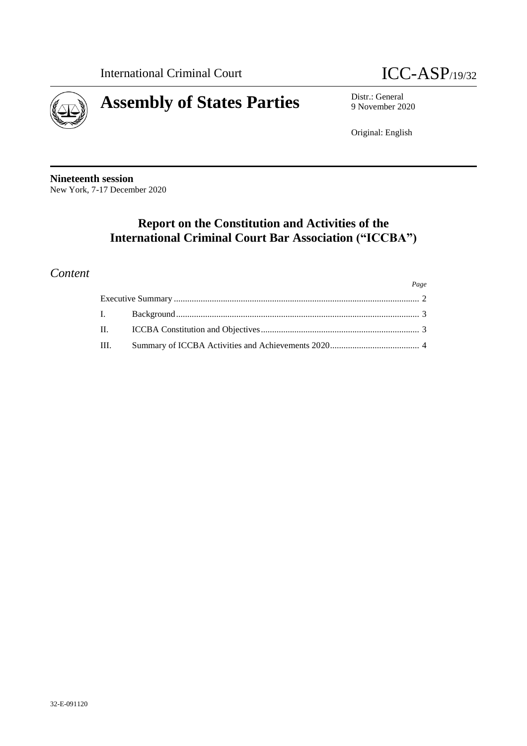International Criminal Court

ICC-ASP/19/32

# Assembly of States Parties

Distr.: General
9 November 2020

Original: English

**Nineteenth session**
New York, 7-17 December 2020

## Report on the Constitution and Activities of the International Criminal Court Bar Association ("ICCBA")

## *Content*

| | | *Page* |
|---|---|---|
| Executive Summary | | 2 |
| I. | Background | 3 |
| II. | ICCBA Constitution and Objectives | 3 |
| III. | Summary of ICCBA Activities and Achievements 2020 | 4 |

32-E-091120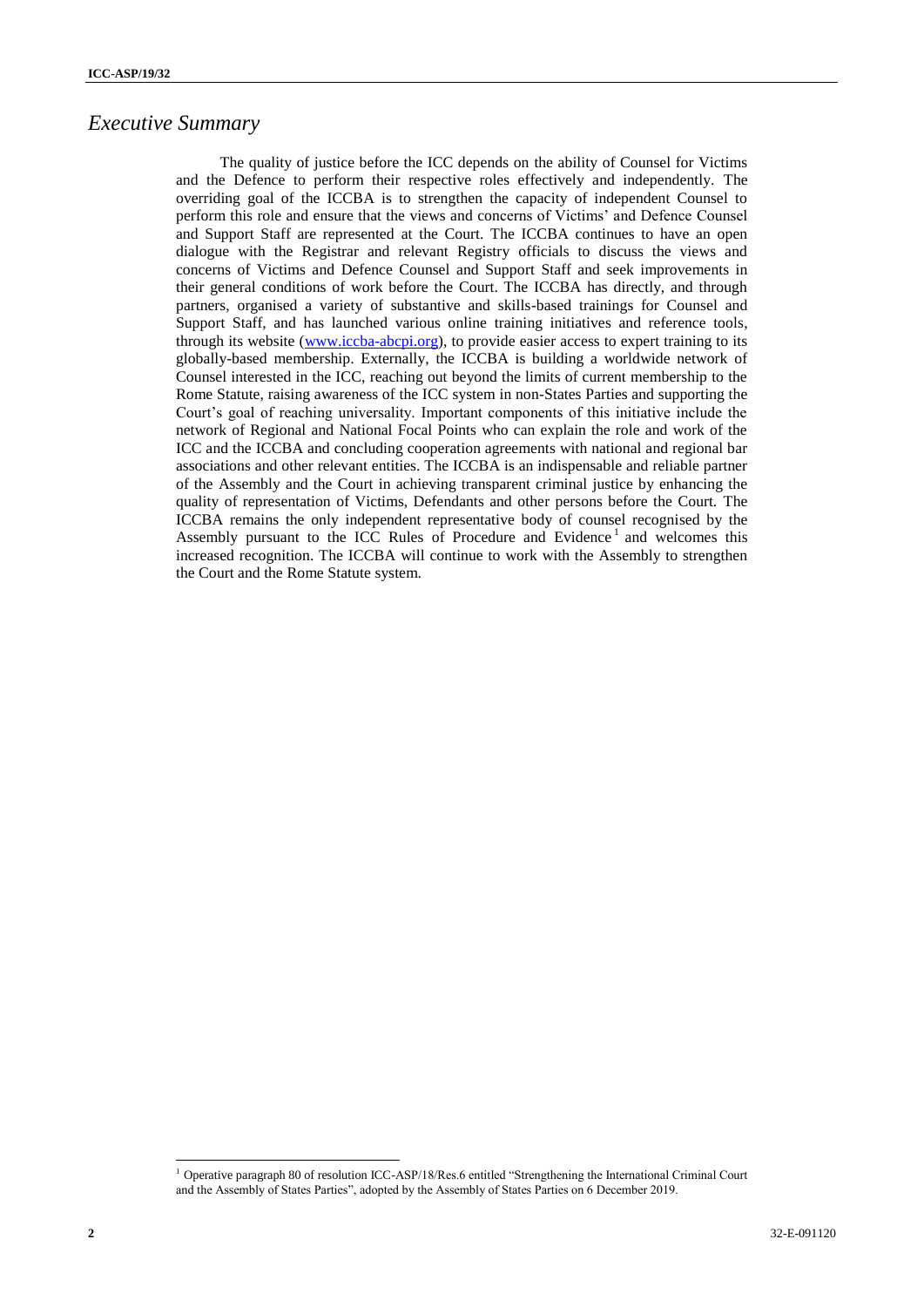## *Executive Summary*

The quality of justice before the ICC depends on the ability of Counsel for Victims and the Defence to perform their respective roles effectively and independently. The overriding goal of the ICCBA is to strengthen the capacity of independent Counsel to perform this role and ensure that the views and concerns of Victims' and Defence Counsel and Support Staff are represented at the Court. The ICCBA continues to have an open dialogue with the Registrar and relevant Registry officials to discuss the views and concerns of Victims and Defence Counsel and Support Staff and seek improvements in their general conditions of work before the Court. The ICCBA has directly, and through partners, organised a variety of substantive and skills-based trainings for Counsel and Support Staff, and has launched various online training initiatives and reference tools, through its website ([www.iccba-abcpi.org](http://www.iccba-abcpi.org)), to provide easier access to expert training to its globally-based membership. Externally, the ICCBA is building a worldwide network of Counsel interested in the ICC, reaching out beyond the limits of current membership to the Rome Statute, raising awareness of the ICC system in non-States Parties and supporting the Court's goal of reaching universality. Important components of this initiative include the network of Regional and National Focal Points who can explain the role and work of the ICC and the ICCBA and concluding cooperation agreements with national and regional bar associations and other relevant entities. The ICCBA is an indispensable and reliable partner of the Assembly and the Court in achieving transparent criminal justice by enhancing the quality of representation of Victims, Defendants and other persons before the Court. The ICCBA remains the only independent representative body of counsel recognised by the Assembly pursuant to the ICC Rules of Procedure and Evidence[1] and welcomes this increased recognition. The ICCBA will continue to work with the Assembly to strengthen the Court and the Rome Statute system.

[1] Operative paragraph 80 of resolution ICC-ASP/18/Res.6 entitled "Strengthening the International Criminal Court and the Assembly of States Parties", adopted by the Assembly of States Parties on 6 December 2019.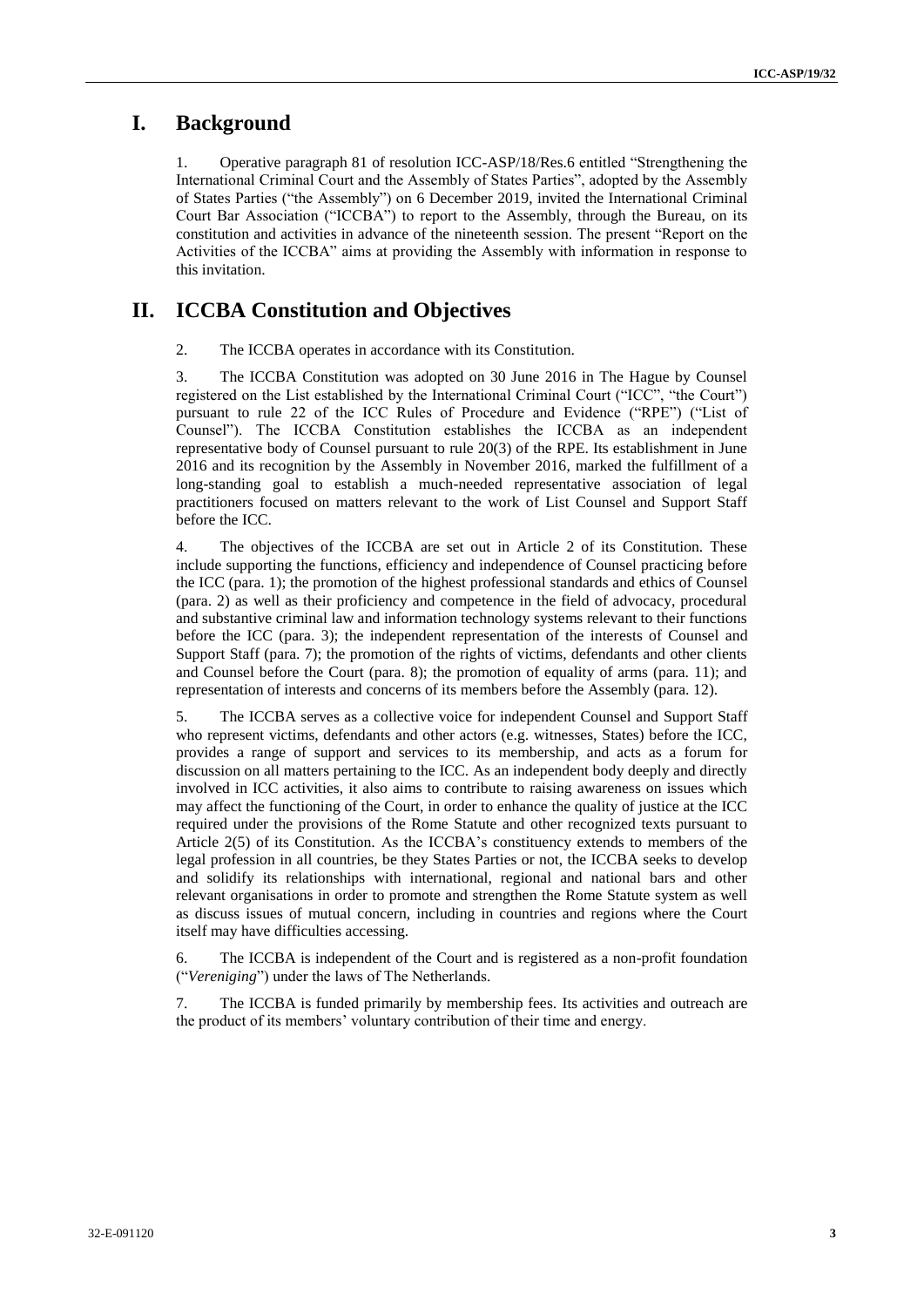# I. Background

1. Operative paragraph 81 of resolution ICC-ASP/18/Res.6 entitled "Strengthening the International Criminal Court and the Assembly of States Parties", adopted by the Assembly of States Parties ("the Assembly") on 6 December 2019, invited the International Criminal Court Bar Association ("ICCBA") to report to the Assembly, through the Bureau, on its constitution and activities in advance of the nineteenth session. The present "Report on the Activities of the ICCBA" aims at providing the Assembly with information in response to this invitation.

# II. ICCBA Constitution and Objectives

2. The ICCBA operates in accordance with its Constitution.

3. The ICCBA Constitution was adopted on 30 June 2016 in The Hague by Counsel registered on the List established by the International Criminal Court ("ICC", "the Court") pursuant to rule 22 of the ICC Rules of Procedure and Evidence ("RPE") ("List of Counsel"). The ICCBA Constitution establishes the ICCBA as an independent representative body of Counsel pursuant to rule 20(3) of the RPE. Its establishment in June 2016 and its recognition by the Assembly in November 2016, marked the fulfillment of a long-standing goal to establish a much-needed representative association of legal practitioners focused on matters relevant to the work of List Counsel and Support Staff before the ICC.

4. The objectives of the ICCBA are set out in Article 2 of its Constitution. These include supporting the functions, efficiency and independence of Counsel practicing before the ICC (para. 1); the promotion of the highest professional standards and ethics of Counsel (para. 2) as well as their proficiency and competence in the field of advocacy, procedural and substantive criminal law and information technology systems relevant to their functions before the ICC (para. 3); the independent representation of the interests of Counsel and Support Staff (para. 7); the promotion of the rights of victims, defendants and other clients and Counsel before the Court (para. 8); the promotion of equality of arms (para. 11); and representation of interests and concerns of its members before the Assembly (para. 12).

5. The ICCBA serves as a collective voice for independent Counsel and Support Staff who represent victims, defendants and other actors (e.g. witnesses, States) before the ICC, provides a range of support and services to its membership, and acts as a forum for discussion on all matters pertaining to the ICC. As an independent body deeply and directly involved in ICC activities, it also aims to contribute to raising awareness on issues which may affect the functioning of the Court, in order to enhance the quality of justice at the ICC required under the provisions of the Rome Statute and other recognized texts pursuant to Article 2(5) of its Constitution. As the ICCBA's constituency extends to members of the legal profession in all countries, be they States Parties or not, the ICCBA seeks to develop and solidify its relationships with international, regional and national bars and other relevant organisations in order to promote and strengthen the Rome Statute system as well as discuss issues of mutual concern, including in countries and regions where the Court itself may have difficulties accessing.

6. The ICCBA is independent of the Court and is registered as a non-profit foundation ("*Vereniging*") under the laws of The Netherlands.

7. The ICCBA is funded primarily by membership fees. Its activities and outreach are the product of its members' voluntary contribution of their time and energy.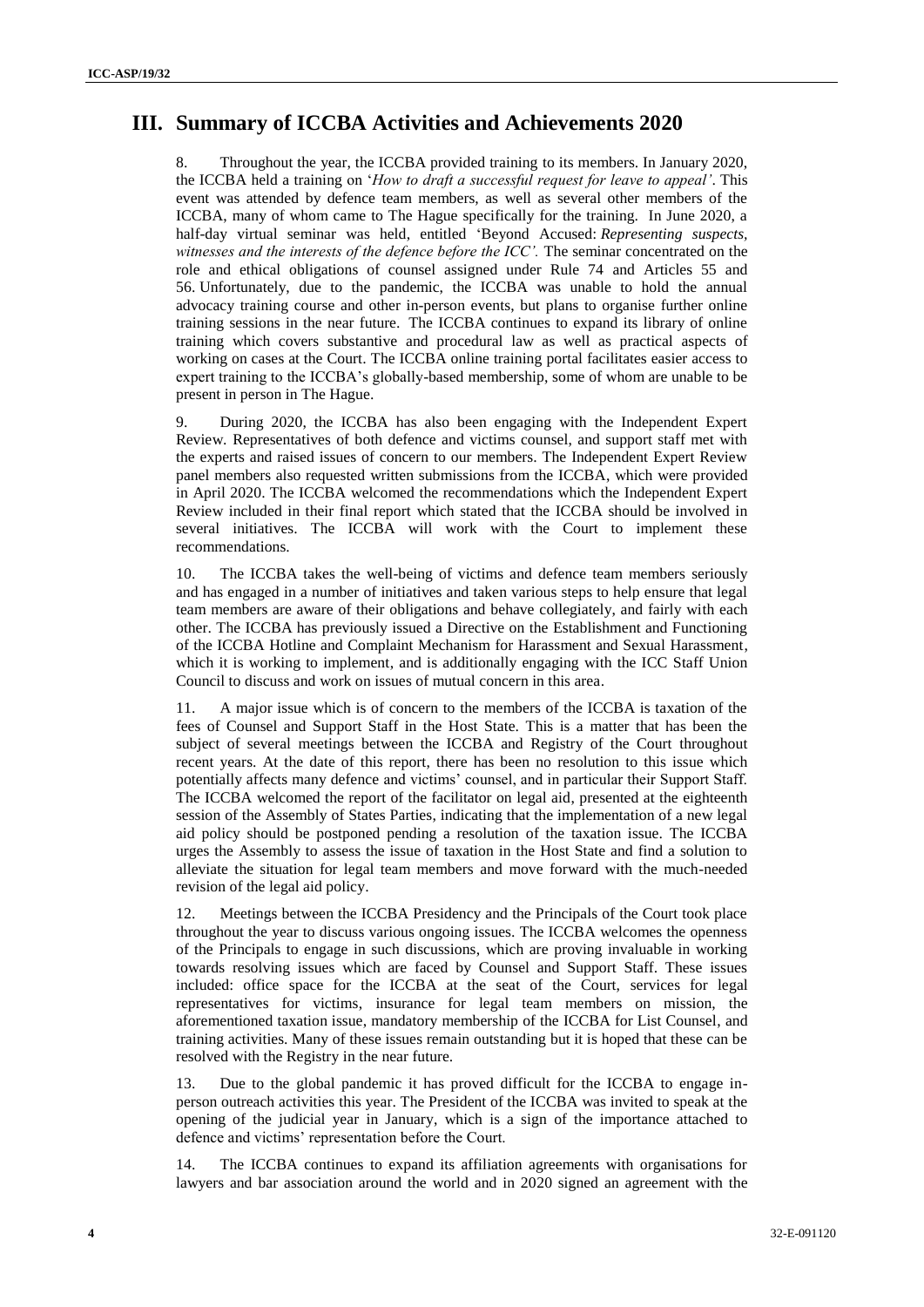## III. Summary of ICCBA Activities and Achievements 2020

8. Throughout the year, the ICCBA provided training to its members. In January 2020, the ICCBA held a training on '*How to draft a successful request for leave to appeal'*. This event was attended by defence team members, as well as several other members of the ICCBA, many of whom came to The Hague specifically for the training. In June 2020, a half-day virtual seminar was held, entitled 'Beyond Accused: *Representing suspects, witnesses and the interests of the defence before the ICC'.* The seminar concentrated on the role and ethical obligations of counsel assigned under Rule 74 and Articles 55 and 56. Unfortunately, due to the pandemic, the ICCBA was unable to hold the annual advocacy training course and other in-person events, but plans to organise further online training sessions in the near future. The ICCBA continues to expand its library of online training which covers substantive and procedural law as well as practical aspects of working on cases at the Court. The ICCBA online training portal facilitates easier access to expert training to the ICCBA's globally-based membership, some of whom are unable to be present in person in The Hague.

9. During 2020, the ICCBA has also been engaging with the Independent Expert Review. Representatives of both defence and victims counsel, and support staff met with the experts and raised issues of concern to our members. The Independent Expert Review panel members also requested written submissions from the ICCBA, which were provided in April 2020. The ICCBA welcomed the recommendations which the Independent Expert Review included in their final report which stated that the ICCBA should be involved in several initiatives. The ICCBA will work with the Court to implement these recommendations.

10. The ICCBA takes the well-being of victims and defence team members seriously and has engaged in a number of initiatives and taken various steps to help ensure that legal team members are aware of their obligations and behave collegiately, and fairly with each other. The ICCBA has previously issued a Directive on the Establishment and Functioning of the ICCBA Hotline and Complaint Mechanism for Harassment and Sexual Harassment, which it is working to implement, and is additionally engaging with the ICC Staff Union Council to discuss and work on issues of mutual concern in this area.

11. A major issue which is of concern to the members of the ICCBA is taxation of the fees of Counsel and Support Staff in the Host State. This is a matter that has been the subject of several meetings between the ICCBA and Registry of the Court throughout recent years. At the date of this report, there has been no resolution to this issue which potentially affects many defence and victims' counsel, and in particular their Support Staff. The ICCBA welcomed the report of the facilitator on legal aid, presented at the eighteenth session of the Assembly of States Parties, indicating that the implementation of a new legal aid policy should be postponed pending a resolution of the taxation issue. The ICCBA urges the Assembly to assess the issue of taxation in the Host State and find a solution to alleviate the situation for legal team members and move forward with the much-needed revision of the legal aid policy.

12. Meetings between the ICCBA Presidency and the Principals of the Court took place throughout the year to discuss various ongoing issues. The ICCBA welcomes the openness of the Principals to engage in such discussions, which are proving invaluable in working towards resolving issues which are faced by Counsel and Support Staff. These issues included: office space for the ICCBA at the seat of the Court, services for legal representatives for victims, insurance for legal team members on mission, the aforementioned taxation issue, mandatory membership of the ICCBA for List Counsel, and training activities. Many of these issues remain outstanding but it is hoped that these can be resolved with the Registry in the near future.

13. Due to the global pandemic it has proved difficult for the ICCBA to engage in-person outreach activities this year. The President of the ICCBA was invited to speak at the opening of the judicial year in January, which is a sign of the importance attached to defence and victims' representation before the Court.

14. The ICCBA continues to expand its affiliation agreements with organisations for lawyers and bar association around the world and in 2020 signed an agreement with the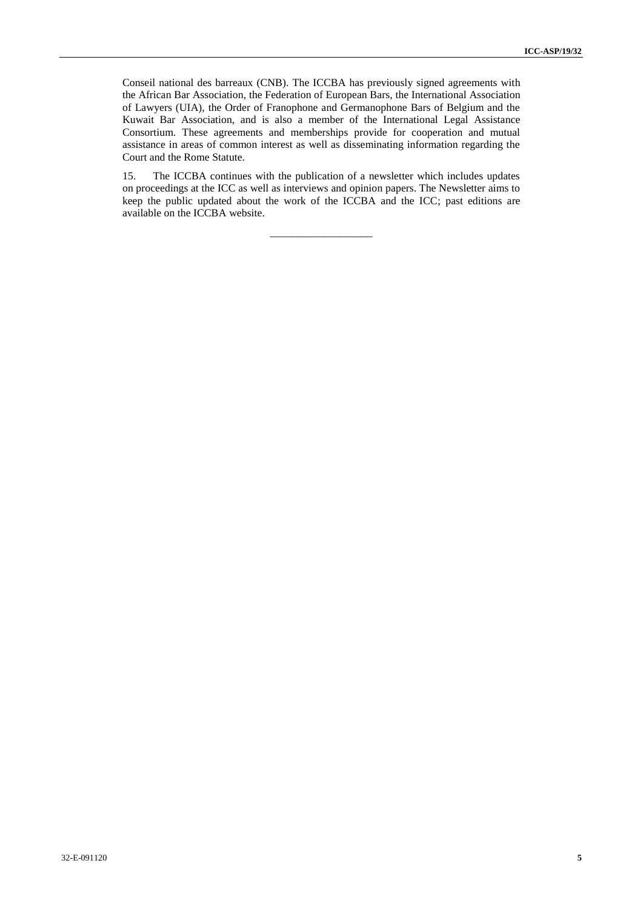Conseil national des barreaux (CNB). The ICCBA has previously signed agreements with the African Bar Association, the Federation of European Bars, the International Association of Lawyers (UIA), the Order of Franophone and Germanophone Bars of Belgium and the Kuwait Bar Association, and is also a member of the International Legal Assistance Consortium. These agreements and memberships provide for cooperation and mutual assistance in areas of common interest as well as disseminating information regarding the Court and the Rome Statute.

15. The ICCBA continues with the publication of a newsletter which includes updates on proceedings at the ICC as well as interviews and opinion papers. The Newsletter aims to keep the public updated about the work of the ICCBA and the ICC; past editions are available on the ICCBA website.

____________________